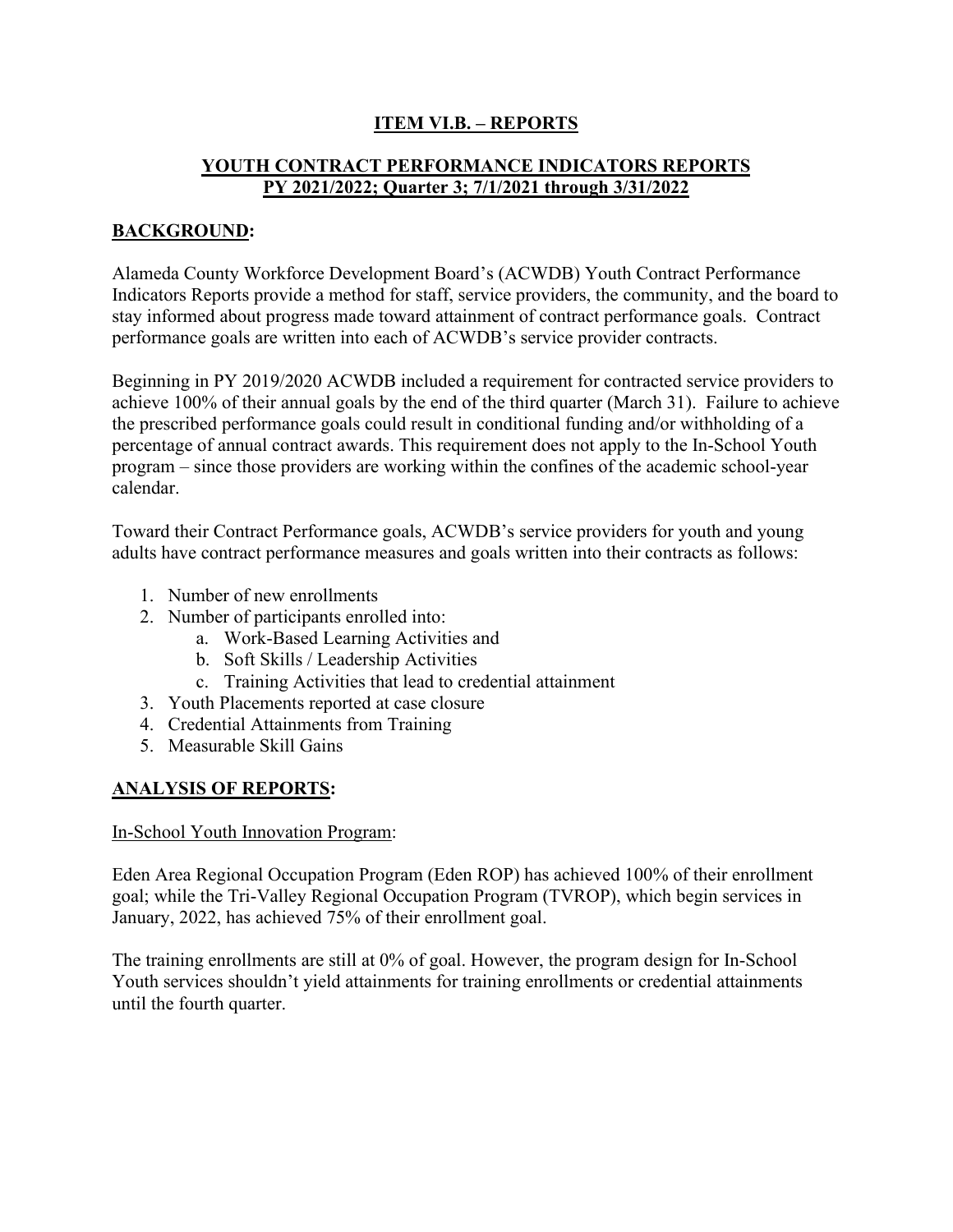# ITEM VI.B. – REPORTS

## YOUTH CONTRACT PERFORMANCE INDICATORS REPORTS PY 2021/2022; Quarter 3; 7/1/2021 through 3/31/2022

### BACKGROUND:

Alameda County Workforce Development Board's (ACWDB) Youth Contract Performance Indicators Reports provide a method for staff, service providers, the community, and the board to stay informed about progress made toward attainment of contract performance goals. Contract performance goals are written into each of ACWDB's service provider contracts.

Beginning in PY 2019/2020 ACWDB included a requirement for contracted service providers to achieve 100% of their annual goals by the end of the third quarter (March 31). Failure to achieve the prescribed performance goals could result in conditional funding and/or withholding of a percentage of annual contract awards. This requirement does not apply to the In-School Youth program – since those providers are working within the confines of the academic school-year calendar.

Toward their Contract Performance goals, ACWDB's service providers for youth and young adults have contract performance measures and goals written into their contracts as follows:

1. Number of new enrollments
2. Number of participants enrolled into:
   a. Work-Based Learning Activities and
   b. Soft Skills / Leadership Activities
   c. Training Activities that lead to credential attainment
3. Youth Placements reported at case closure
4. Credential Attainments from Training
5. Measurable Skill Gains

### ANALYSIS OF REPORTS:

In-School Youth Innovation Program:

Eden Area Regional Occupation Program (Eden ROP) has achieved 100% of their enrollment goal; while the Tri-Valley Regional Occupation Program (TVROP), which begin services in January, 2022, has achieved 75% of their enrollment goal.

The training enrollments are still at 0% of goal. However, the program design for In-School Youth services shouldn't yield attainments for training enrollments or credential attainments until the fourth quarter.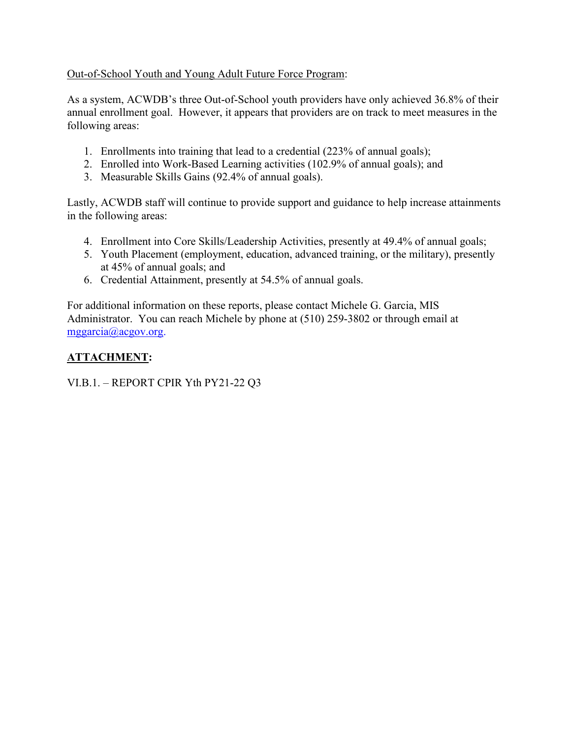Out-of-School Youth and Young Adult Future Force Program:

As a system, ACWDB's three Out-of-School youth providers have only achieved 36.8% of their annual enrollment goal. However, it appears that providers are on track to meet measures in the following areas:

1. Enrollments into training that lead to a credential (223% of annual goals);
2. Enrolled into Work-Based Learning activities (102.9% of annual goals); and
3. Measurable Skills Gains (92.4% of annual goals).

Lastly, ACWDB staff will continue to provide support and guidance to help increase attainments in the following areas:

4. Enrollment into Core Skills/Leadership Activities, presently at 49.4% of annual goals;
5. Youth Placement (employment, education, advanced training, or the military), presently at 45% of annual goals; and
6. Credential Attainment, presently at 54.5% of annual goals.

For additional information on these reports, please contact Michele G. Garcia, MIS Administrator. You can reach Michele by phone at (510) 259-3802 or through email at mggarcia@acgov.org.

**ATTACHMENT:**

VI.B.1. – REPORT CPIR Yth PY21-22 Q3